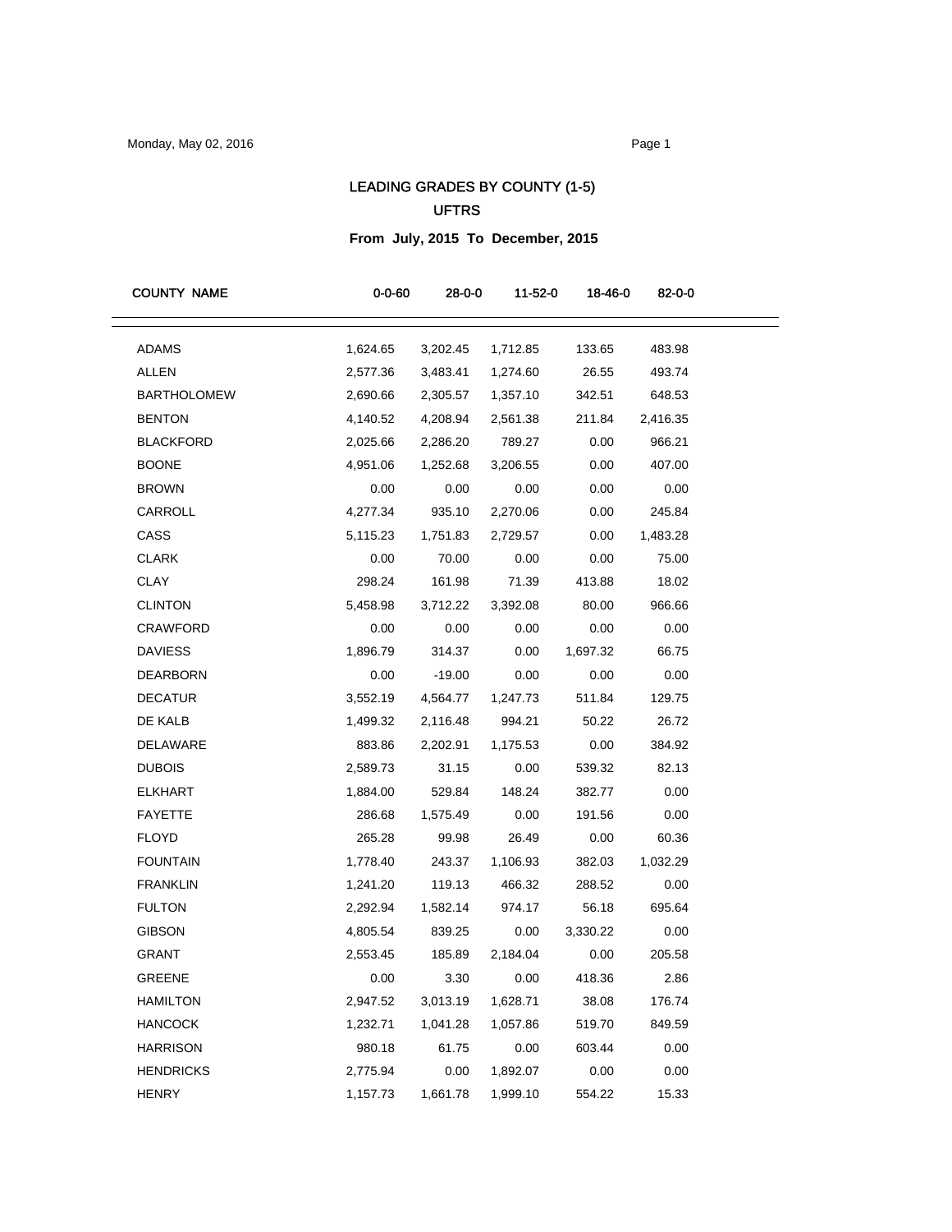# LEADING GRADES BY COUNTY (1-5)

## UFTRS

### From July, 2015 To December, 2015

| COUNTY NAME | 0-0-60 | 28-0-0 | 11-52-0 | 18-46-0 | 82-0-0 |
|---|---|---|---|---|---|
| ADAMS | 1,624.65 | 3,202.45 | 1,712.85 | 133.65 | 483.98 |
| ALLEN | 2,577.36 | 3,483.41 | 1,274.60 | 26.55 | 493.74 |
| BARTHOLOMEW | 2,690.66 | 2,305.57 | 1,357.10 | 342.51 | 648.53 |
| BENTON | 4,140.52 | 4,208.94 | 2,561.38 | 211.84 | 2,416.35 |
| BLACKFORD | 2,025.66 | 2,286.20 | 789.27 | 0.00 | 966.21 |
| BOONE | 4,951.06 | 1,252.68 | 3,206.55 | 0.00 | 407.00 |
| BROWN | 0.00 | 0.00 | 0.00 | 0.00 | 0.00 |
| CARROLL | 4,277.34 | 935.10 | 2,270.06 | 0.00 | 245.84 |
| CASS | 5,115.23 | 1,751.83 | 2,729.57 | 0.00 | 1,483.28 |
| CLARK | 0.00 | 70.00 | 0.00 | 0.00 | 75.00 |
| CLAY | 298.24 | 161.98 | 71.39 | 413.88 | 18.02 |
| CLINTON | 5,458.98 | 3,712.22 | 3,392.08 | 80.00 | 966.66 |
| CRAWFORD | 0.00 | 0.00 | 0.00 | 0.00 | 0.00 |
| DAVIESS | 1,896.79 | 314.37 | 0.00 | 1,697.32 | 66.75 |
| DEARBORN | 0.00 | -19.00 | 0.00 | 0.00 | 0.00 |
| DECATUR | 3,552.19 | 4,564.77 | 1,247.73 | 511.84 | 129.75 |
| DE KALB | 1,499.32 | 2,116.48 | 994.21 | 50.22 | 26.72 |
| DELAWARE | 883.86 | 2,202.91 | 1,175.53 | 0.00 | 384.92 |
| DUBOIS | 2,589.73 | 31.15 | 0.00 | 539.32 | 82.13 |
| ELKHART | 1,884.00 | 529.84 | 148.24 | 382.77 | 0.00 |
| FAYETTE | 286.68 | 1,575.49 | 0.00 | 191.56 | 0.00 |
| FLOYD | 265.28 | 99.98 | 26.49 | 0.00 | 60.36 |
| FOUNTAIN | 1,778.40 | 243.37 | 1,106.93 | 382.03 | 1,032.29 |
| FRANKLIN | 1,241.20 | 119.13 | 466.32 | 288.52 | 0.00 |
| FULTON | 2,292.94 | 1,582.14 | 974.17 | 56.18 | 695.64 |
| GIBSON | 4,805.54 | 839.25 | 0.00 | 3,330.22 | 0.00 |
| GRANT | 2,553.45 | 185.89 | 2,184.04 | 0.00 | 205.58 |
| GREENE | 0.00 | 3.30 | 0.00 | 418.36 | 2.86 |
| HAMILTON | 2,947.52 | 3,013.19 | 1,628.71 | 38.08 | 176.74 |
| HANCOCK | 1,232.71 | 1,041.28 | 1,057.86 | 519.70 | 849.59 |
| HARRISON | 980.18 | 61.75 | 0.00 | 603.44 | 0.00 |
| HENDRICKS | 2,775.94 | 0.00 | 1,892.07 | 0.00 | 0.00 |
| HENRY | 1,157.73 | 1,661.78 | 1,999.10 | 554.22 | 15.33 |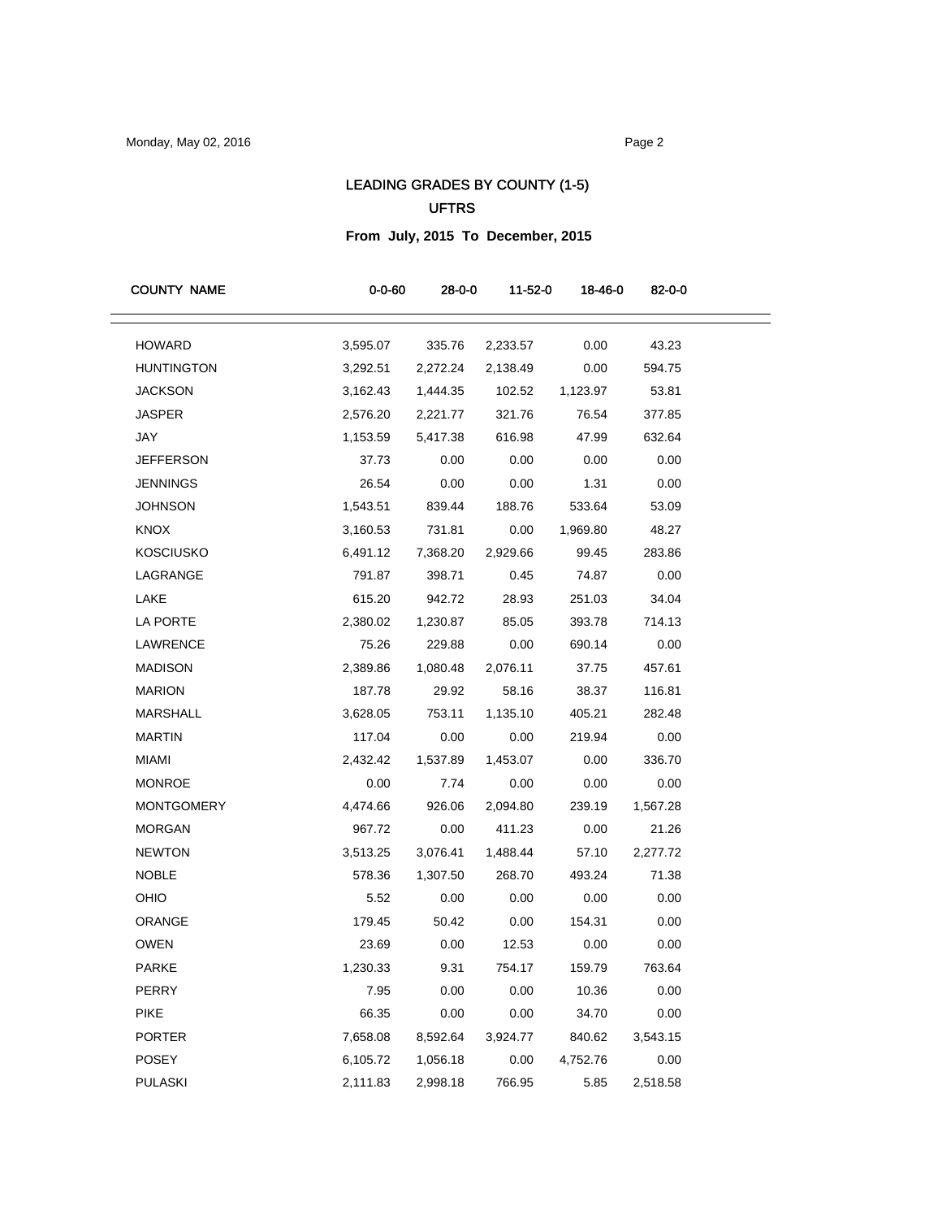# LEADING GRADES BY COUNTY (1-5)

## UFTRS

### From July, 2015 To December, 2015

| COUNTY NAME | 0-0-60 | 28-0-0 | 11-52-0 | 18-46-0 | 82-0-0 |
|---|---|---|---|---|---|
| HOWARD | 3,595.07 | 335.76 | 2,233.57 | 0.00 | 43.23 |
| HUNTINGTON | 3,292.51 | 2,272.24 | 2,138.49 | 0.00 | 594.75 |
| JACKSON | 3,162.43 | 1,444.35 | 102.52 | 1,123.97 | 53.81 |
| JASPER | 2,576.20 | 2,221.77 | 321.76 | 76.54 | 377.85 |
| JAY | 1,153.59 | 5,417.38 | 616.98 | 47.99 | 632.64 |
| JEFFERSON | 37.73 | 0.00 | 0.00 | 0.00 | 0.00 |
| JENNINGS | 26.54 | 0.00 | 0.00 | 1.31 | 0.00 |
| JOHNSON | 1,543.51 | 839.44 | 188.76 | 533.64 | 53.09 |
| KNOX | 3,160.53 | 731.81 | 0.00 | 1,969.80 | 48.27 |
| KOSCIUSKO | 6,491.12 | 7,368.20 | 2,929.66 | 99.45 | 283.86 |
| LAGRANGE | 791.87 | 398.71 | 0.45 | 74.87 | 0.00 |
| LAKE | 615.20 | 942.72 | 28.93 | 251.03 | 34.04 |
| LA PORTE | 2,380.02 | 1,230.87 | 85.05 | 393.78 | 714.13 |
| LAWRENCE | 75.26 | 229.88 | 0.00 | 690.14 | 0.00 |
| MADISON | 2,389.86 | 1,080.48 | 2,076.11 | 37.75 | 457.61 |
| MARION | 187.78 | 29.92 | 58.16 | 38.37 | 116.81 |
| MARSHALL | 3,628.05 | 753.11 | 1,135.10 | 405.21 | 282.48 |
| MARTIN | 117.04 | 0.00 | 0.00 | 219.94 | 0.00 |
| MIAMI | 2,432.42 | 1,537.89 | 1,453.07 | 0.00 | 336.70 |
| MONROE | 0.00 | 7.74 | 0.00 | 0.00 | 0.00 |
| MONTGOMERY | 4,474.66 | 926.06 | 2,094.80 | 239.19 | 1,567.28 |
| MORGAN | 967.72 | 0.00 | 411.23 | 0.00 | 21.26 |
| NEWTON | 3,513.25 | 3,076.41 | 1,488.44 | 57.10 | 2,277.72 |
| NOBLE | 578.36 | 1,307.50 | 268.70 | 493.24 | 71.38 |
| OHIO | 5.52 | 0.00 | 0.00 | 0.00 | 0.00 |
| ORANGE | 179.45 | 50.42 | 0.00 | 154.31 | 0.00 |
| OWEN | 23.69 | 0.00 | 12.53 | 0.00 | 0.00 |
| PARKE | 1,230.33 | 9.31 | 754.17 | 159.79 | 763.64 |
| PERRY | 7.95 | 0.00 | 0.00 | 10.36 | 0.00 |
| PIKE | 66.35 | 0.00 | 0.00 | 34.70 | 0.00 |
| PORTER | 7,658.08 | 8,592.64 | 3,924.77 | 840.62 | 3,543.15 |
| POSEY | 6,105.72 | 1,056.18 | 0.00 | 4,752.76 | 0.00 |
| PULASKI | 2,111.83 | 2,998.18 | 766.95 | 5.85 | 2,518.58 |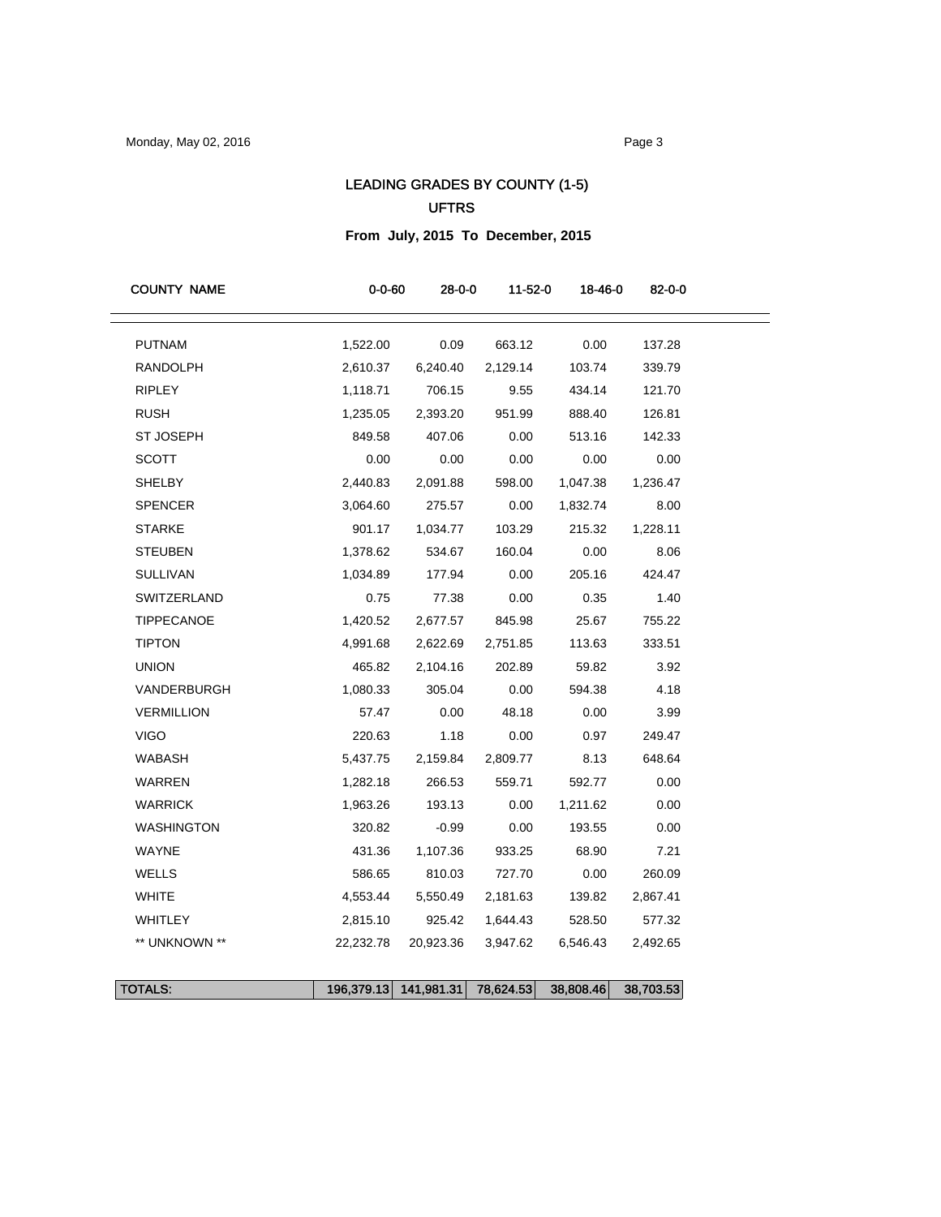# LEADING GRADES BY COUNTY (1-5)

## UFTRS

**From July, 2015 To December, 2015**

| COUNTY NAME | 0-0-60 | 28-0-0 | 11-52-0 | 18-46-0 | 82-0-0 |
|---|---|---|---|---|---|
| PUTNAM | 1,522.00 | 0.09 | 663.12 | 0.00 | 137.28 |
| RANDOLPH | 2,610.37 | 6,240.40 | 2,129.14 | 103.74 | 339.79 |
| RIPLEY | 1,118.71 | 706.15 | 9.55 | 434.14 | 121.70 |
| RUSH | 1,235.05 | 2,393.20 | 951.99 | 888.40 | 126.81 |
| ST JOSEPH | 849.58 | 407.06 | 0.00 | 513.16 | 142.33 |
| SCOTT | 0.00 | 0.00 | 0.00 | 0.00 | 0.00 |
| SHELBY | 2,440.83 | 2,091.88 | 598.00 | 1,047.38 | 1,236.47 |
| SPENCER | 3,064.60 | 275.57 | 0.00 | 1,832.74 | 8.00 |
| STARKE | 901.17 | 1,034.77 | 103.29 | 215.32 | 1,228.11 |
| STEUBEN | 1,378.62 | 534.67 | 160.04 | 0.00 | 8.06 |
| SULLIVAN | 1,034.89 | 177.94 | 0.00 | 205.16 | 424.47 |
| SWITZERLAND | 0.75 | 77.38 | 0.00 | 0.35 | 1.40 |
| TIPPECANOE | 1,420.52 | 2,677.57 | 845.98 | 25.67 | 755.22 |
| TIPTON | 4,991.68 | 2,622.69 | 2,751.85 | 113.63 | 333.51 |
| UNION | 465.82 | 2,104.16 | 202.89 | 59.82 | 3.92 |
| VANDERBURGH | 1,080.33 | 305.04 | 0.00 | 594.38 | 4.18 |
| VERMILLION | 57.47 | 0.00 | 48.18 | 0.00 | 3.99 |
| VIGO | 220.63 | 1.18 | 0.00 | 0.97 | 249.47 |
| WABASH | 5,437.75 | 2,159.84 | 2,809.77 | 8.13 | 648.64 |
| WARREN | 1,282.18 | 266.53 | 559.71 | 592.77 | 0.00 |
| WARRICK | 1,963.26 | 193.13 | 0.00 | 1,211.62 | 0.00 |
| WASHINGTON | 320.82 | -0.99 | 0.00 | 193.55 | 0.00 |
| WAYNE | 431.36 | 1,107.36 | 933.25 | 68.90 | 7.21 |
| WELLS | 586.65 | 810.03 | 727.70 | 0.00 | 260.09 |
| WHITE | 4,553.44 | 5,550.49 | 2,181.63 | 139.82 | 2,867.41 |
| WHITLEY | 2,815.10 | 925.42 | 1,644.43 | 528.50 | 577.32 |
| ** UNKNOWN ** | 22,232.78 | 20,923.36 | 3,947.62 | 6,546.43 | 2,492.65 |
| TOTALS: | 196,379.13 | 141,981.31 | 78,624.53 | 38,808.46 | 38,703.53 |